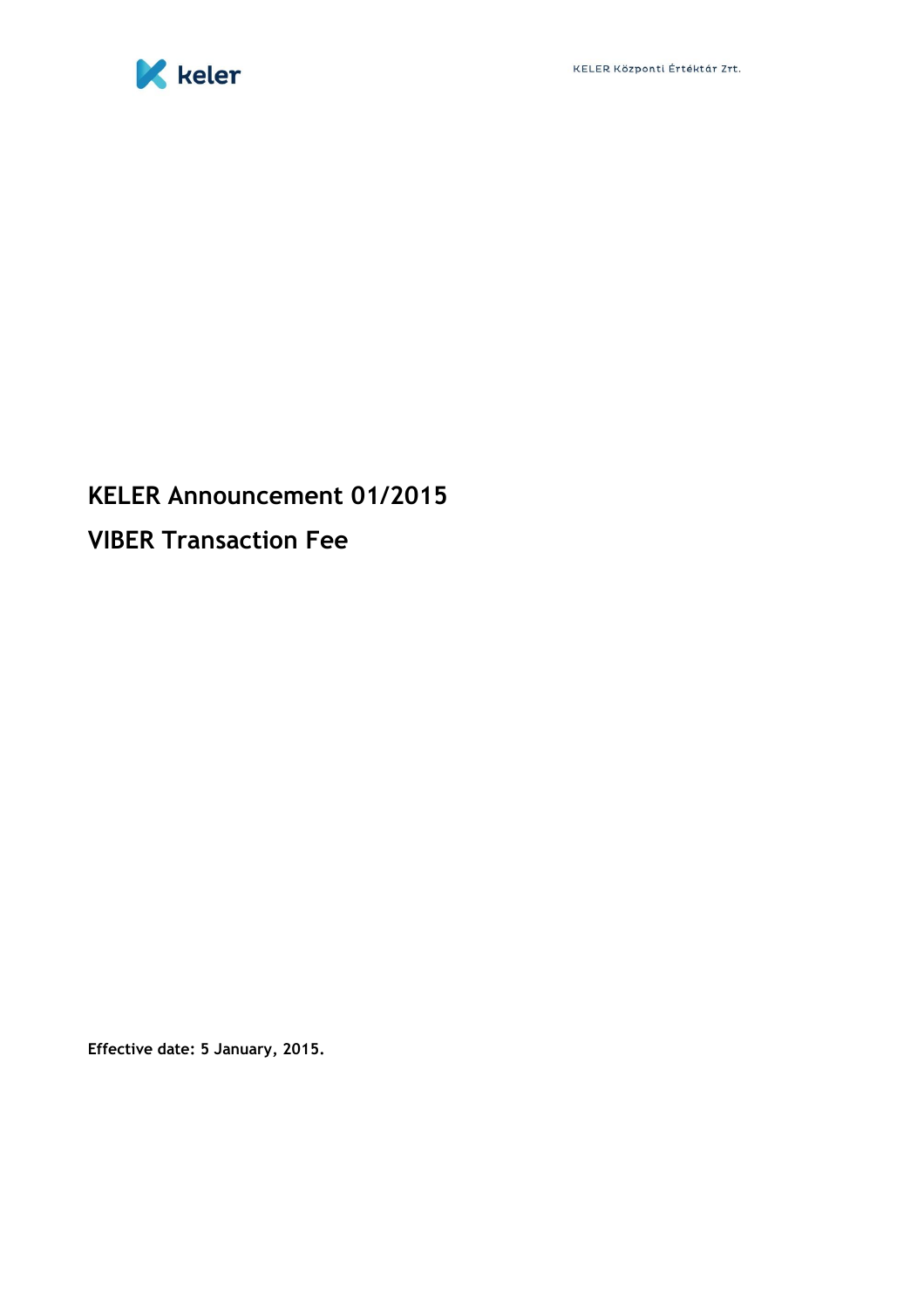# KELER Announcement 01/2015

# VIBER Transaction Fee

**Effective date: 5 January, 2015.**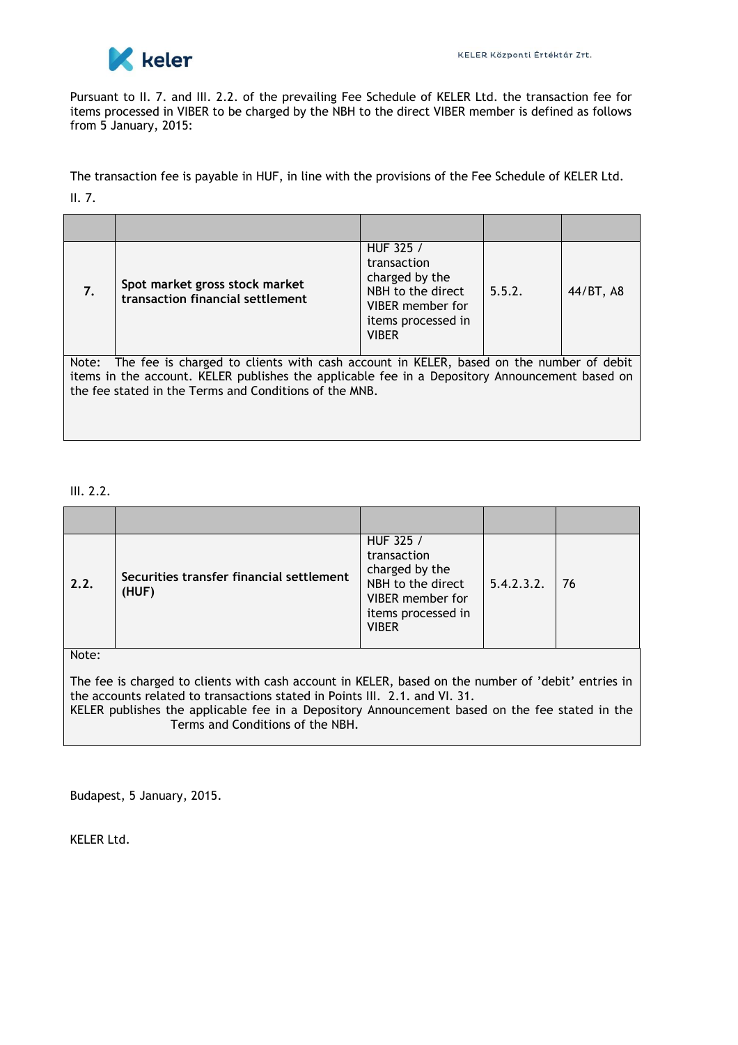Pursuant to II. 7. and III. 2.2. of the prevailing Fee Schedule of KELER Ltd. the transaction fee for items processed in VIBER to be charged by the NBH to the direct VIBER member is defined as follows from 5 January, 2015:

The transaction fee is payable in HUF, in line with the provisions of the Fee Schedule of KELER Ltd.

II. 7.

| | | | | |
|---|---|---|---|---|
| 7. | **Spot market gross stock market transaction financial settlement** | HUF 325 / transaction charged by the NBH to the direct VIBER member for items processed in VIBER | 5.5.2. | 44/BT, A8 |
| Note: The fee is charged to clients with cash account in KELER, based on the number of debit items in the account. KELER publishes the applicable fee in a Depository Announcement based on the fee stated in the Terms and Conditions of the MNB. | | | | |

III. 2.2.

| | | | | |
|---|---|---|---|---|
| **2.2.** | **Securities transfer financial settlement (HUF)** | HUF 325 / transaction charged by the NBH to the direct VIBER member for items processed in VIBER | 5.4.2.3.2. | 76 |
| Note: The fee is charged to clients with cash account in KELER, based on the number of 'debit' entries in the accounts related to transactions stated in Points III. 2.1. and VI. 31. KELER publishes the applicable fee in a Depository Announcement based on the fee stated in the Terms and Conditions of the NBH. | | | | |

Budapest, 5 January, 2015.

KELER Ltd.